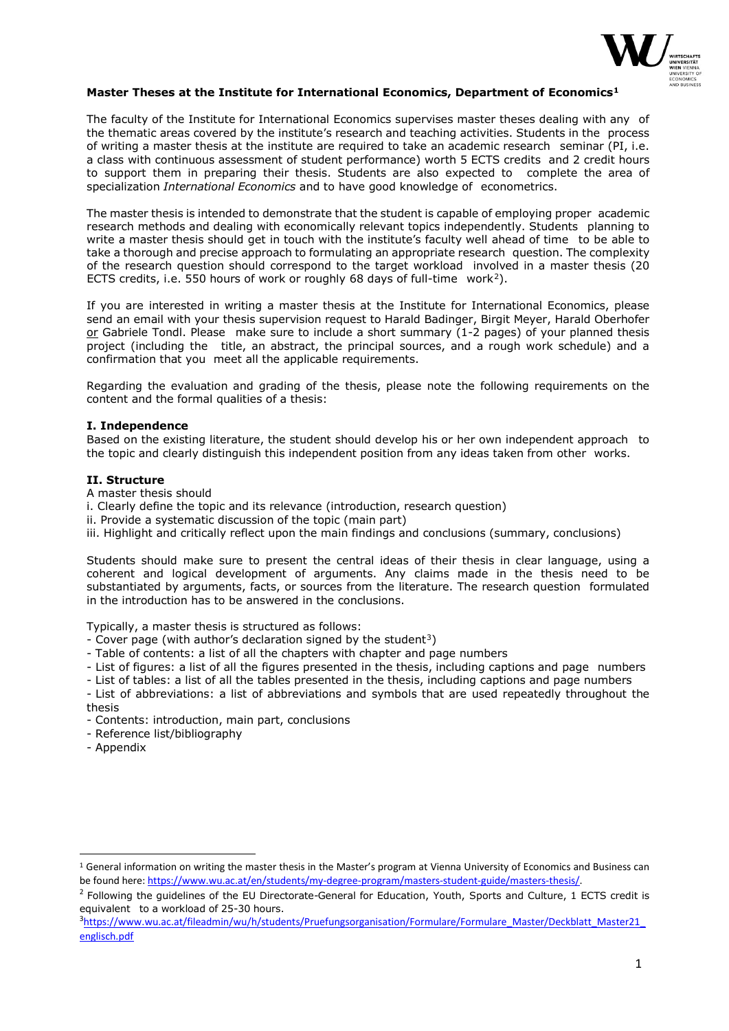**Master Theses at the Institute for International Economics, Department of Economics**[1]

The faculty of the Institute for International Economics supervises master theses dealing with any of the thematic areas covered by the institute's research and teaching activities. Students in the process of writing a master thesis at the institute are required to take an academic research seminar (PI, i.e. a class with continuous assessment of student performance) worth 5 ECTS credits and 2 credit hours to support them in preparing their thesis. Students are also expected to complete the area of specialization *International Economics* and to have good knowledge of econometrics.

The master thesis is intended to demonstrate that the student is capable of employing proper academic research methods and dealing with economically relevant topics independently. Students planning to write a master thesis should get in touch with the institute's faculty well ahead of time to be able to take a thorough and precise approach to formulating an appropriate research question. The complexity of the research question should correspond to the target workload involved in a master thesis (20 ECTS credits, i.e. 550 hours of work or roughly 68 days of full-time work[2]).

If you are interested in writing a master thesis at the Institute for International Economics, please send an email with your thesis supervision request to Harald Badinger, Birgit Meyer, Harald Oberhofer or Gabriele Tondl. Please make sure to include a short summary (1-2 pages) of your planned thesis project (including the title, an abstract, the principal sources, and a rough work schedule) and a confirmation that you meet all the applicable requirements.

Regarding the evaluation and grading of the thesis, please note the following requirements on the content and the formal qualities of a thesis:

**I. Independence**

Based on the existing literature, the student should develop his or her own independent approach to the topic and clearly distinguish this independent position from any ideas taken from other works.

**II. Structure**

A master thesis should

i. Clearly define the topic and its relevance (introduction, research question)
ii. Provide a systematic discussion of the topic (main part)
iii. Highlight and critically reflect upon the main findings and conclusions (summary, conclusions)

Students should make sure to present the central ideas of their thesis in clear language, using a coherent and logical development of arguments. Any claims made in the thesis need to be substantiated by arguments, facts, or sources from the literature. The research question formulated in the introduction has to be answered in the conclusions.

Typically, a master thesis is structured as follows:

- Cover page (with author's declaration signed by the student[3])
- Table of contents: a list of all the chapters with chapter and page numbers
- List of figures: a list of all the figures presented in the thesis, including captions and page numbers
- List of tables: a list of all the tables presented in the thesis, including captions and page numbers
- List of abbreviations: a list of abbreviations and symbols that are used repeatedly throughout the thesis
- Contents: introduction, main part, conclusions
- Reference list/bibliography
- Appendix

---

[1] General information on writing the master thesis in the Master's program at Vienna University of Economics and Business can be found here: https://www.wu.ac.at/en/students/my-degree-program/masters-student-guide/masters-thesis/.

[2] Following the guidelines of the EU Directorate-General for Education, Youth, Sports and Culture, 1 ECTS credit is equivalent to a workload of 25-30 hours.

[3] https://www.wu.ac.at/fileadmin/wu/h/students/Pruefungsorganisation/Formulare/Formulare_Master/Deckblatt_Master21_englisch.pdf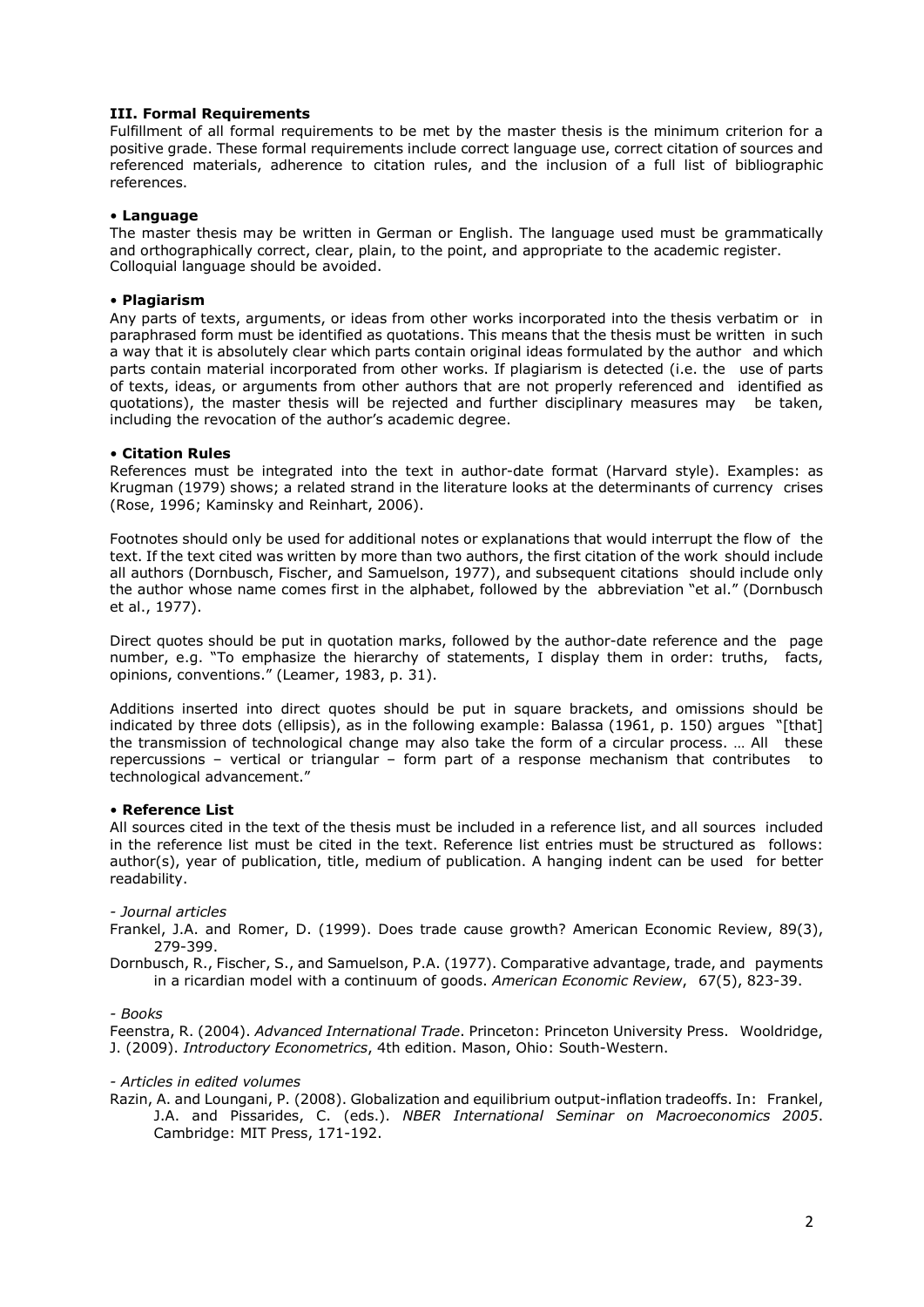### III. Formal Requirements

Fulfillment of all formal requirements to be met by the master thesis is the minimum criterion for a positive grade. These formal requirements include correct language use, correct citation of sources and referenced materials, adherence to citation rules, and the inclusion of a full list of bibliographic references.

#### • Language

The master thesis may be written in German or English. The language used must be grammatically and orthographically correct, clear, plain, to the point, and appropriate to the academic register. Colloquial language should be avoided.

#### • Plagiarism

Any parts of texts, arguments, or ideas from other works incorporated into the thesis verbatim or in paraphrased form must be identified as quotations. This means that the thesis must be written in such a way that it is absolutely clear which parts contain original ideas formulated by the author and which parts contain material incorporated from other works. If plagiarism is detected (i.e. the use of parts of texts, ideas, or arguments from other authors that are not properly referenced and identified as quotations), the master thesis will be rejected and further disciplinary measures may be taken, including the revocation of the author's academic degree.

#### • Citation Rules

References must be integrated into the text in author-date format (Harvard style). Examples: as Krugman (1979) shows; a related strand in the literature looks at the determinants of currency crises (Rose, 1996; Kaminsky and Reinhart, 2006).

Footnotes should only be used for additional notes or explanations that would interrupt the flow of the text. If the text cited was written by more than two authors, the first citation of the work should include all authors (Dornbusch, Fischer, and Samuelson, 1977), and subsequent citations should include only the author whose name comes first in the alphabet, followed by the abbreviation "et al." (Dornbusch et al., 1977).

Direct quotes should be put in quotation marks, followed by the author-date reference and the page number, e.g. "To emphasize the hierarchy of statements, I display them in order: truths, facts, opinions, conventions." (Leamer, 1983, p. 31).

Additions inserted into direct quotes should be put in square brackets, and omissions should be indicated by three dots (ellipsis), as in the following example: Balassa (1961, p. 150) argues "[that] the transmission of technological change may also take the form of a circular process. … All these repercussions – vertical or triangular – form part of a response mechanism that contributes to technological advancement."

#### • Reference List

All sources cited in the text of the thesis must be included in a reference list, and all sources included in the reference list must be cited in the text. Reference list entries must be structured as follows: author(s), year of publication, title, medium of publication. A hanging indent can be used for better readability.

*- Journal articles*

Frankel, J.A. and Romer, D. (1999). Does trade cause growth? American Economic Review, 89(3), 279-399.

Dornbusch, R., Fischer, S., and Samuelson, P.A. (1977). Comparative advantage, trade, and payments in a ricardian model with a continuum of goods. *American Economic Review*, 67(5), 823-39.

*- Books*

Feenstra, R. (2004). *Advanced International Trade*. Princeton: Princeton University Press. Wooldridge, J. (2009). *Introductory Econometrics*, 4th edition. Mason, Ohio: South-Western.

*- Articles in edited volumes*

Razin, A. and Loungani, P. (2008). Globalization and equilibrium output-inflation tradeoffs. In: Frankel, J.A. and Pissarides, C. (eds.). *NBER International Seminar on Macroeconomics 2005*. Cambridge: MIT Press, 171-192.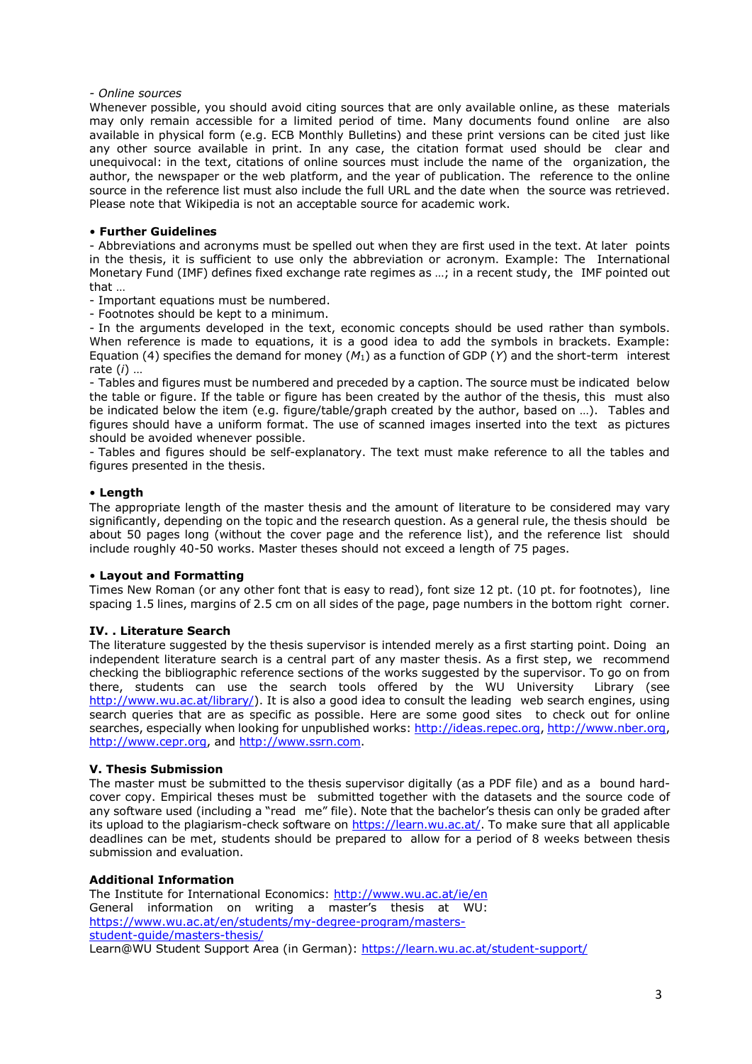*- Online sources*

Whenever possible, you should avoid citing sources that are only available online, as these materials may only remain accessible for a limited period of time. Many documents found online are also available in physical form (e.g. ECB Monthly Bulletins) and these print versions can be cited just like any other source available in print. In any case, the citation format used should be clear and unequivocal: in the text, citations of online sources must include the name of the organization, the author, the newspaper or the web platform, and the year of publication. The reference to the online source in the reference list must also include the full URL and the date when the source was retrieved. Please note that Wikipedia is not an acceptable source for academic work.

**• Further Guidelines**

- Abbreviations and acronyms must be spelled out when they are first used in the text. At later points in the thesis, it is sufficient to use only the abbreviation or acronym. Example: The International Monetary Fund (IMF) defines fixed exchange rate regimes as …; in a recent study, the IMF pointed out that …
- Important equations must be numbered.
- Footnotes should be kept to a minimum.
- In the arguments developed in the text, economic concepts should be used rather than symbols. When reference is made to equations, it is a good idea to add the symbols in brackets. Example: Equation (4) specifies the demand for money ($M_1$) as a function of GDP ($Y$) and the short-term interest rate ($i$) …
- Tables and figures must be numbered and preceded by a caption. The source must be indicated below the table or figure. If the table or figure has been created by the author of the thesis, this must also be indicated below the item (e.g. figure/table/graph created by the author, based on …). Tables and figures should have a uniform format. The use of scanned images inserted into the text as pictures should be avoided whenever possible.
- Tables and figures should be self-explanatory. The text must make reference to all the tables and figures presented in the thesis.

**• Length**

The appropriate length of the master thesis and the amount of literature to be considered may vary significantly, depending on the topic and the research question. As a general rule, the thesis should be about 50 pages long (without the cover page and the reference list), and the reference list should include roughly 40-50 works. Master theses should not exceed a length of 75 pages.

**• Layout and Formatting**

Times New Roman (or any other font that is easy to read), font size 12 pt. (10 pt. for footnotes), line spacing 1.5 lines, margins of 2.5 cm on all sides of the page, page numbers in the bottom right corner.

## IV. . Literature Search

The literature suggested by the thesis supervisor is intended merely as a first starting point. Doing an independent literature search is a central part of any master thesis. As a first step, we recommend checking the bibliographic reference sections of the works suggested by the supervisor. To go on from there, students can use the search tools offered by the WU University Library (see http://www.wu.ac.at/library/). It is also a good idea to consult the leading web search engines, using search queries that are as specific as possible. Here are some good sites to check out for online searches, especially when looking for unpublished works: http://ideas.repec.org, http://www.nber.org, http://www.cepr.org, and http://www.ssrn.com.

## V. Thesis Submission

The master must be submitted to the thesis supervisor digitally (as a PDF file) and as a bound hard-cover copy. Empirical theses must be submitted together with the datasets and the source code of any software used (including a "read me" file). Note that the bachelor's thesis can only be graded after its upload to the plagiarism-check software on https://learn.wu.ac.at/. To make sure that all applicable deadlines can be met, students should be prepared to allow for a period of 8 weeks between thesis submission and evaluation.

### Additional Information

The Institute for International Economics: http://www.wu.ac.at/ie/en
General information on writing a master's thesis at WU: https://www.wu.ac.at/en/students/my-degree-program/masters-student-guide/masters-thesis/
Learn@WU Student Support Area (in German): https://learn.wu.ac.at/student-support/